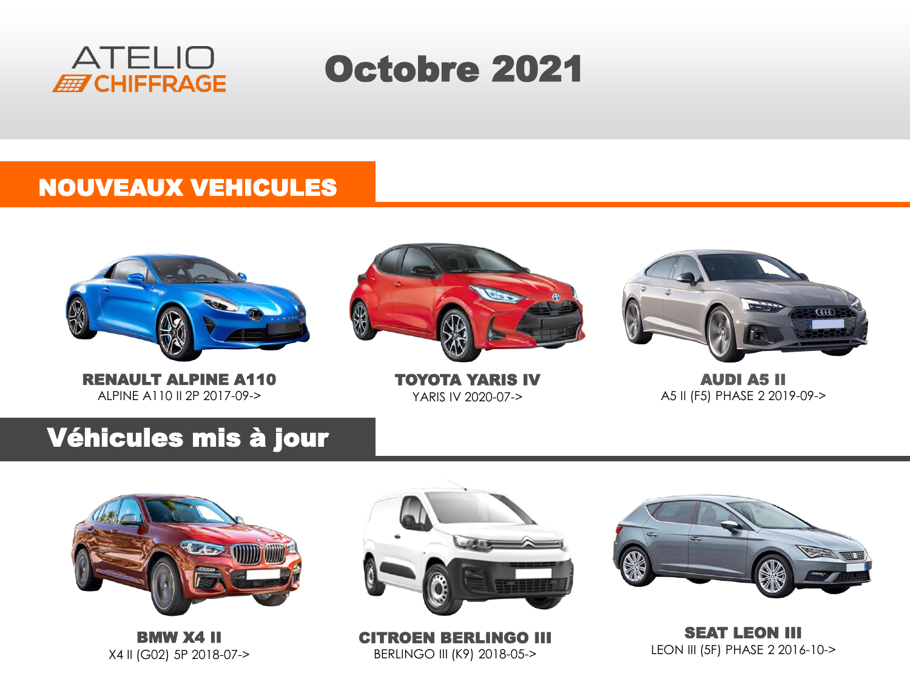ATELIO CHIFFRAGE

# Octobre 2021

## NOUVEAUX VEHICULES

**RENAULT ALPINE A110**
ALPINE A110 II 2P 2017-09->

**TOYOTA YARIS IV**
YARIS IV 2020-07->

**AUDI A5 II**
A5 II (F5) PHASE 2 2019-09->

## Véhicules mis à jour

**BMW X4 II**
X4 II (G02) 5P 2018-07->

**CITROEN BERLINGO III**
BERLINGO III (K9) 2018-05->

**SEAT LEON III**
LEON III (5F) PHASE 2 2016-10->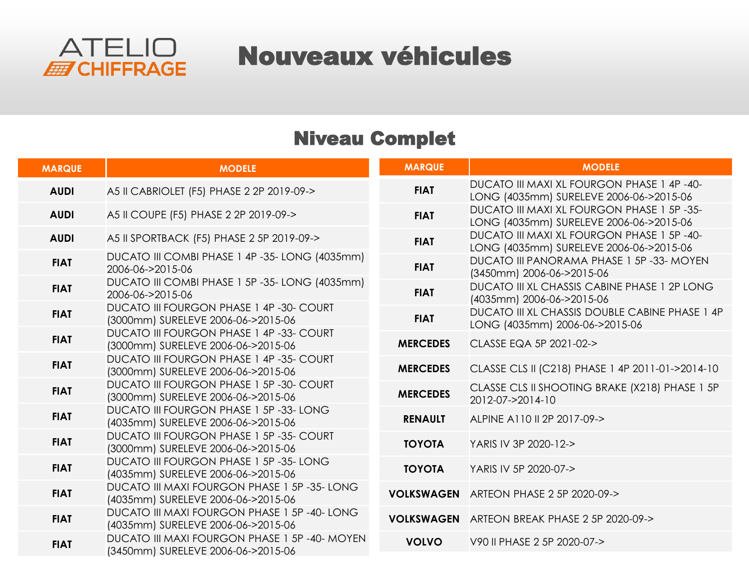ATELIO CHIFFRAGE

# Nouveaux véhicules

## Niveau Complet

| MARQUE | MODELE |
|---|---|
| AUDI | A5 II CABRIOLET (F5) PHASE 2 2P 2019-09-> |
| AUDI | A5 II COUPE (F5) PHASE 2 2P 2019-09-> |
| AUDI | A5 II SPORTBACK (F5) PHASE 2 5P 2019-09-> |
| FIAT | DUCATO III COMBI PHASE 1 4P -35- LONG (4035mm) 2006-06->2015-06 |
| FIAT | DUCATO III COMBI PHASE 1 5P -35- LONG (4035mm) 2006-06->2015-06 |
| FIAT | DUCATO III FOURGON PHASE 1 4P -30- COURT (3000mm) SURELEVE 2006-06->2015-06 |
| FIAT | DUCATO III FOURGON PHASE 1 4P -33- COURT (3000mm) SURELEVE 2006-06->2015-06 |
| FIAT | DUCATO III FOURGON PHASE 1 4P -35- COURT (3000mm) SURELEVE 2006-06->2015-06 |
| FIAT | DUCATO III FOURGON PHASE 1 5P -30- COURT (3000mm) SURELEVE 2006-06->2015-06 |
| FIAT | DUCATO III FOURGON PHASE 1 5P -33- LONG (4035mm) SURELEVE 2006-06->2015-06 |
| FIAT | DUCATO III FOURGON PHASE 1 5P -35- COURT (3000mm) SURELEVE 2006-06->2015-06 |
| FIAT | DUCATO III FOURGON PHASE 1 5P -35- LONG (4035mm) SURELEVE 2006-06->2015-06 |
| FIAT | DUCATO III MAXI FOURGON PHASE 1 5P -35- LONG (4035mm) SURELEVE 2006-06->2015-06 |
| FIAT | DUCATO III MAXI FOURGON PHASE 1 5P -40- LONG (4035mm) SURELEVE 2006-06->2015-06 |
| FIAT | DUCATO III MAXI FOURGON PHASE 1 5P -40- MOYEN (3450mm) SURELEVE 2006-06->2015-06 |
| FIAT | DUCATO III MAXI XL FOURGON PHASE 1 4P -40- LONG (4035mm) SURELEVE 2006-06->2015-06 |
| FIAT | DUCATO III MAXI XL FOURGON PHASE 1 5P -35- LONG (4035mm) SURELEVE 2006-06->2015-06 |
| FIAT | DUCATO III MAXI XL FOURGON PHASE 1 5P -40- LONG (4035mm) SURELEVE 2006-06->2015-06 |
| FIAT | DUCATO III PANORAMA PHASE 1 5P -33- MOYEN (3450mm) 2006-06->2015-06 |
| FIAT | DUCATO III XL CHASSIS CABINE PHASE 1 2P LONG (4035mm) 2006-06->2015-06 |
| FIAT | DUCATO III XL CHASSIS DOUBLE CABINE PHASE 1 4P LONG (4035mm) 2006-06->2015-06 |
| MERCEDES | CLASSE EQA 5P 2021-02-> |
| MERCEDES | CLASSE CLS II (C218) PHASE 1 4P 2011-01->2014-10 |
| MERCEDES | CLASSE CLS II SHOOTING BRAKE (X218) PHASE 1 5P 2012-07->2014-10 |
| RENAULT | ALPINE A110 II 2P 2017-09-> |
| TOYOTA | YARIS IV 3P 2020-12-> |
| TOYOTA | YARIS IV 5P 2020-07-> |
| VOLKSWAGEN | ARTEON PHASE 2 5P 2020-09-> |
| VOLKSWAGEN | ARTEON BREAK PHASE 2 5P 2020-09-> |
| VOLVO | V90 II PHASE 2 5P 2020-07-> |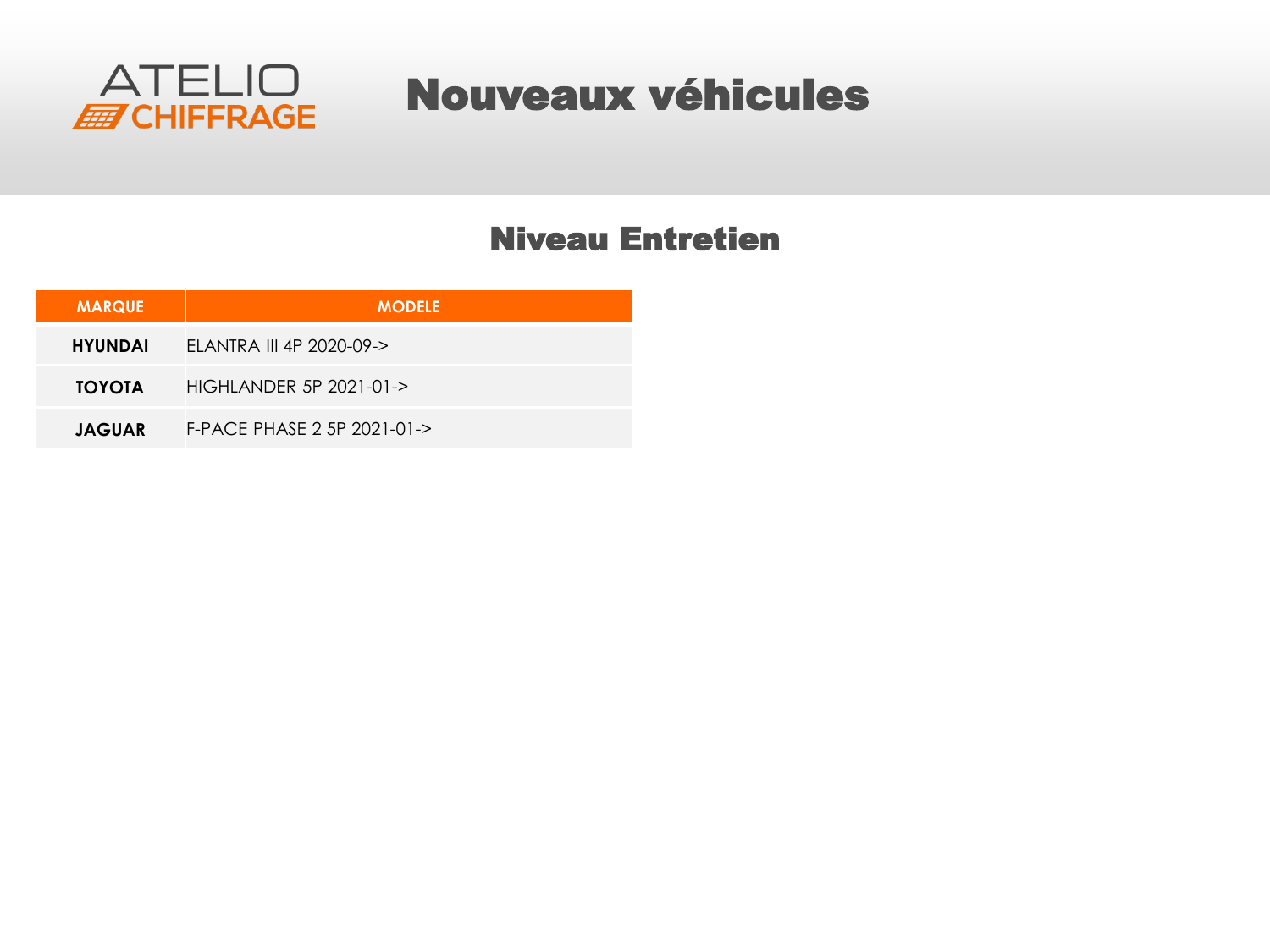ATELIO CHIFFRAGE

# Nouveaux véhicules

## Niveau Entretien

| MARQUE | MODELE |
|---|---|
| **HYUNDAI** | ELANTRA III 4P 2020-09-> |
| **TOYOTA** | HIGHLANDER 5P 2021-01-> |
| **JAGUAR** | F-PACE PHASE 2 5P 2021-01-> |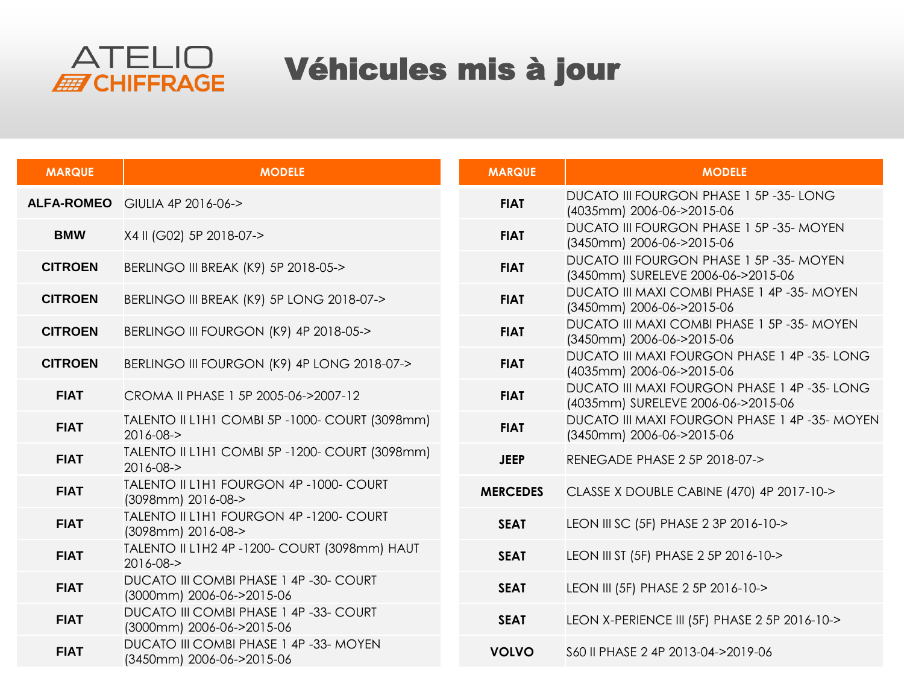ATELIO CHIFFRAGE

# Véhicules mis à jour

| MARQUE | MODELE |
|---|---|
| ALFA-ROMEO | GIULIA 4P 2016-06-> |
| BMW | X4 II (G02) 5P 2018-07-> |
| CITROEN | BERLINGO III BREAK (K9) 5P 2018-05-> |
| CITROEN | BERLINGO III BREAK (K9) 5P LONG 2018-07-> |
| CITROEN | BERLINGO III FOURGON (K9) 4P 2018-05-> |
| CITROEN | BERLINGO III FOURGON (K9) 4P LONG 2018-07-> |
| FIAT | CROMA II PHASE 1 5P 2005-06->2007-12 |
| FIAT | TALENTO II L1H1 COMBI 5P -1000- COURT (3098mm) 2016-08-> |
| FIAT | TALENTO II L1H1 COMBI 5P -1200- COURT (3098mm) 2016-08-> |
| FIAT | TALENTO II L1H1 FOURGON 4P -1000- COURT (3098mm) 2016-08-> |
| FIAT | TALENTO II L1H1 FOURGON 4P -1200- COURT (3098mm) 2016-08-> |
| FIAT | TALENTO II L1H2 4P -1200- COURT (3098mm) HAUT 2016-08-> |
| FIAT | DUCATO III COMBI PHASE 1 4P -30- COURT (3000mm) 2006-06->2015-06 |
| FIAT | DUCATO III COMBI PHASE 1 4P -33- COURT (3000mm) 2006-06->2015-06 |
| FIAT | DUCATO III COMBI PHASE 1 4P -33- MOYEN (3450mm) 2006-06->2015-06 |
| FIAT | DUCATO III FOURGON PHASE 1 5P -35- LONG (4035mm) 2006-06->2015-06 |
| FIAT | DUCATO III FOURGON PHASE 1 5P -35- MOYEN (3450mm) 2006-06->2015-06 |
| FIAT | DUCATO III FOURGON PHASE 1 5P -35- MOYEN (3450mm) SURELEVE 2006-06->2015-06 |
| FIAT | DUCATO III MAXI COMBI PHASE 1 4P -35- MOYEN (3450mm) 2006-06->2015-06 |
| FIAT | DUCATO III MAXI COMBI PHASE 1 5P -35- MOYEN (3450mm) 2006-06->2015-06 |
| FIAT | DUCATO III MAXI FOURGON PHASE 1 4P -35- LONG (4035mm) 2006-06->2015-06 |
| FIAT | DUCATO III MAXI FOURGON PHASE 1 4P -35- LONG (4035mm) SURELEVE 2006-06->2015-06 |
| FIAT | DUCATO III MAXI FOURGON PHASE 1 4P -35- MOYEN (3450mm) 2006-06->2015-06 |
| JEEP | RENEGADE PHASE 2 5P 2018-07-> |
| MERCEDES | CLASSE X DOUBLE CABINE (470) 4P 2017-10-> |
| SEAT | LEON III SC (5F) PHASE 2 3P 2016-10-> |
| SEAT | LEON III ST (5F) PHASE 2 5P 2016-10-> |
| SEAT | LEON III (5F) PHASE 2 5P 2016-10-> |
| SEAT | LEON X-PERIENCE III (5F) PHASE 2 5P 2016-10-> |
| VOLVO | S60 II PHASE 2 4P 2013-04->2019-06 |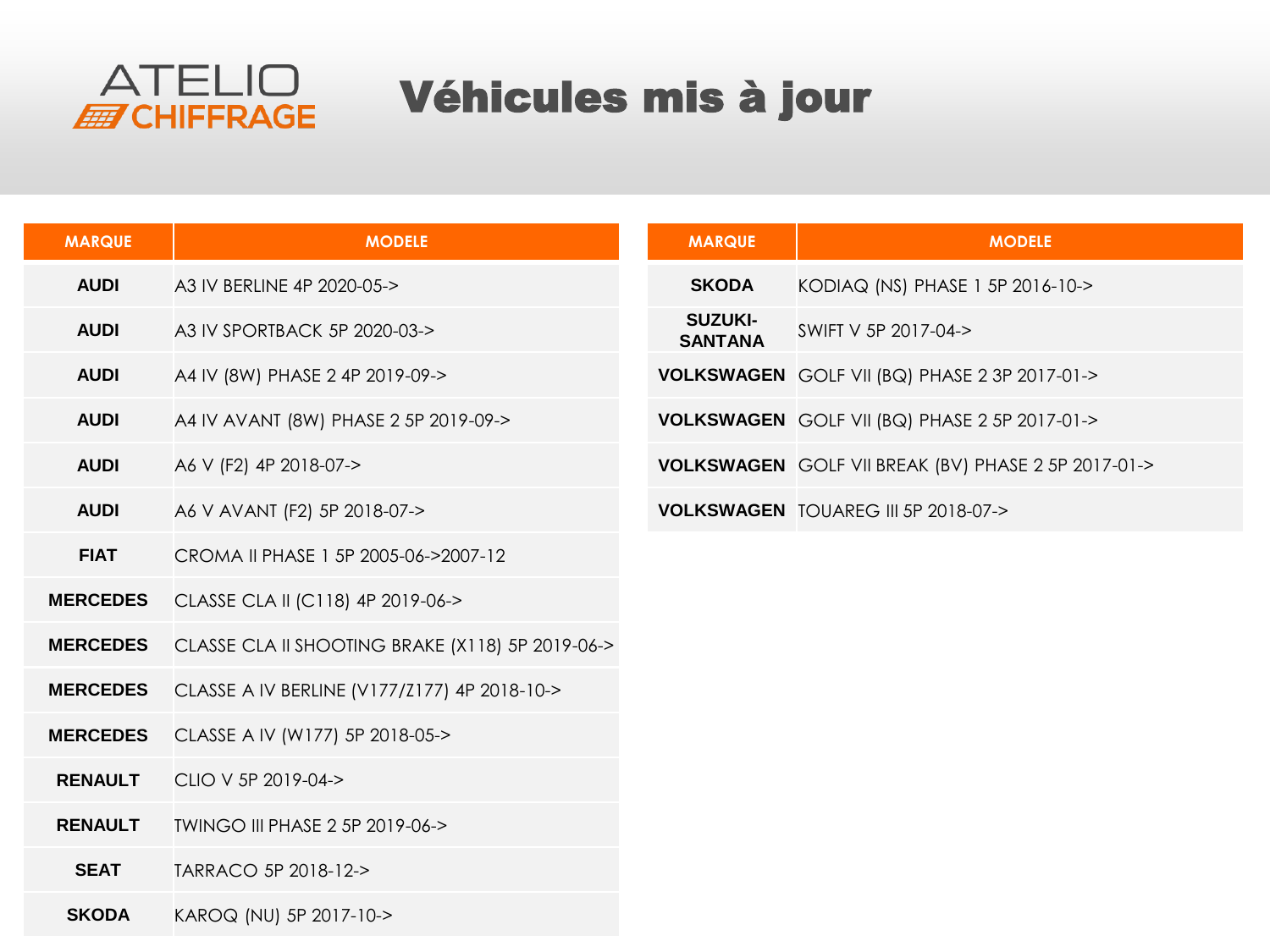ATELIO CHIFFRAGE

# Véhicules mis à jour

| MARQUE | MODELE |
|---|---|
| AUDI | A3 IV BERLINE 4P 2020-05-> |
| AUDI | A3 IV SPORTBACK 5P 2020-03-> |
| AUDI | A4 IV (8W) PHASE 2 4P 2019-09-> |
| AUDI | A4 IV AVANT (8W) PHASE 2 5P 2019-09-> |
| AUDI | A6 V (F2) 4P 2018-07-> |
| AUDI | A6 V AVANT (F2) 5P 2018-07-> |
| FIAT | CROMA II PHASE 1 5P 2005-06->2007-12 |
| MERCEDES | CLASSE CLA II (C118) 4P 2019-06-> |
| MERCEDES | CLASSE CLA II SHOOTING BRAKE (X118) 5P 2019-06-> |
| MERCEDES | CLASSE A IV BERLINE (V177/Z177) 4P 2018-10-> |
| MERCEDES | CLASSE A IV (W177) 5P 2018-05-> |
| RENAULT | CLIO V 5P 2019-04-> |
| RENAULT | TWINGO III PHASE 2 5P 2019-06-> |
| SEAT | TARRACO 5P 2018-12-> |
| SKODA | KAROQ (NU) 5P 2017-10-> |

| MARQUE | MODELE |
|---|---|
| SKODA | KODIAQ (NS) PHASE 1 5P 2016-10-> |
| SUZUKI-SANTANA | SWIFT V 5P 2017-04-> |
| VOLKSWAGEN | GOLF VII (BQ) PHASE 2 3P 2017-01-> |
| VOLKSWAGEN | GOLF VII (BQ) PHASE 2 5P 2017-01-> |
| VOLKSWAGEN | GOLF VII BREAK (BV) PHASE 2 5P 2017-01-> |
| VOLKSWAGEN | TOUAREG III 5P 2018-07-> |